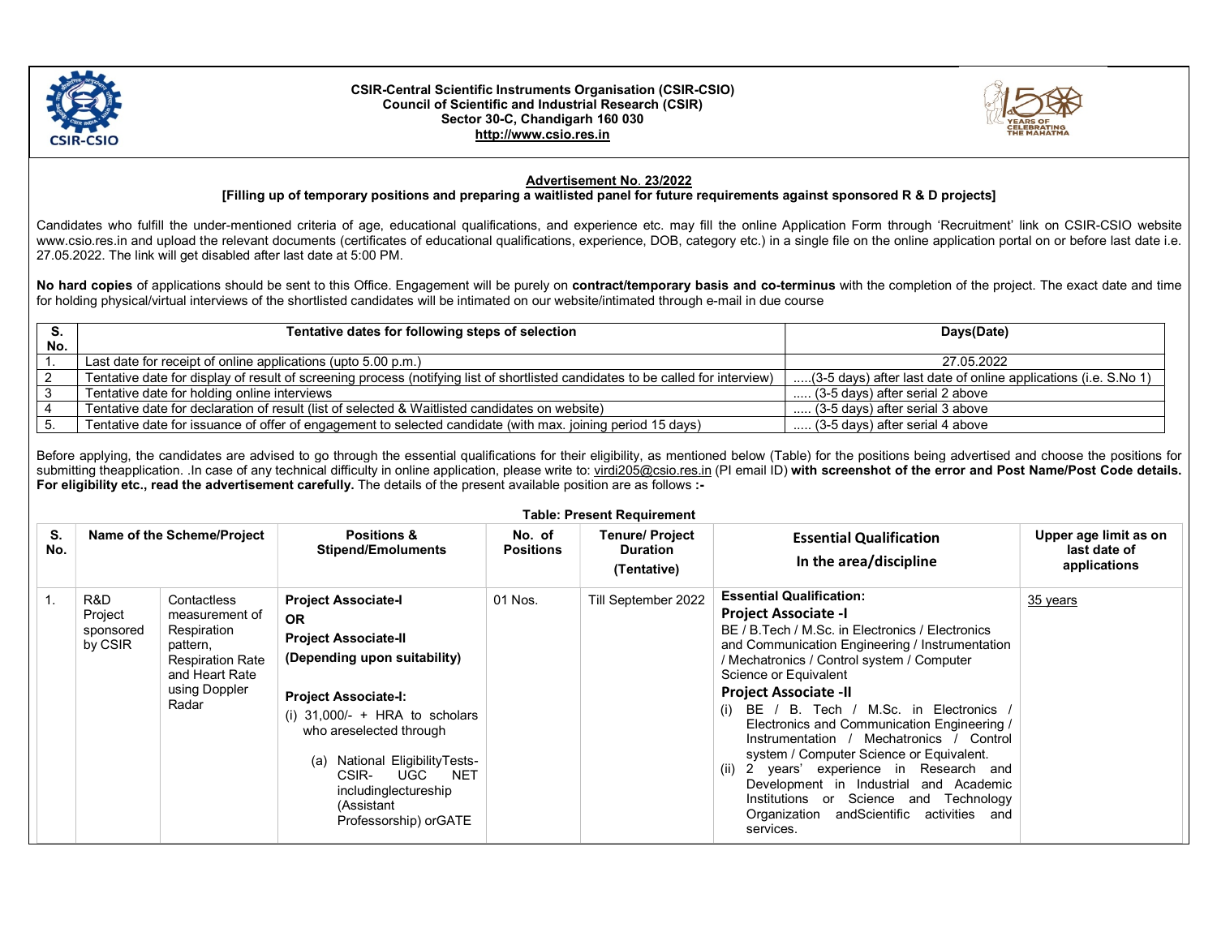**CSIR-Central Scientific Instruments Organisation (CSIR-CSIO)**
**Council of Scientific and Industrial Research (CSIR)**
**Sector 30-C, Chandigarh 160 030**
**http://www.csio.res.in**

## Advertisement No. 23/2022

**[Filling up of temporary positions and preparing a waitlisted panel for future requirements against sponsored R & D projects]**

Candidates who fulfill the under-mentioned criteria of age, educational qualifications, and experience etc. may fill the online Application Form through 'Recruitment' link on CSIR-CSIO website www.csio.res.in and upload the relevant documents (certificates of educational qualifications, experience, DOB, category etc.) in a single file on the online application portal on or before last date i.e. 27.05.2022. The link will get disabled after last date at 5:00 PM.

**No hard copies** of applications should be sent to this Office. Engagement will be purely on **contract/temporary basis and co-terminus** with the completion of the project. The exact date and time for holding physical/virtual interviews of the shortlisted candidates will be intimated on our website/intimated through e-mail in due course

| S. No. | Tentative dates for following steps of selection | Days(Date) |
|---|---|---|
| 1. | Last date for receipt of online applications (upto 5.00 p.m.) | 27.05.2022 |
| 2 | Tentative date for display of result of screening process (notifying list of shortlisted candidates to be called for interview) | .....(3-5 days) after last date of online applications (i.e. S.No 1) |
| 3 | Tentative date for holding online interviews | ..... (3-5 days) after serial 2 above |
| 4 | Tentative date for declaration of result (list of selected & Waitlisted candidates on website) | ..... (3-5 days) after serial 3 above |
| 5. | Tentative date for issuance of offer of engagement to selected candidate (with max. joining period 15 days) | ..... (3-5 days) after serial 4 above |

Before applying, the candidates are advised to go through the essential qualifications for their eligibility, as mentioned below (Table) for the positions being advertised and choose the positions for submitting theapplication. .In case of any technical difficulty in online application, please write to: virdi205@csio.res.in (PI email ID) **with screenshot of the error and Post Name/Post Code details. For eligibility etc., read the advertisement carefully.** The details of the present available position are as follows **:-**

**Table: Present Requirement**

| S. No. | Name of the Scheme/Project | | Positions & Stipend/Emoluments | No. of Positions | Tenure/ Project Duration (Tentative) | Essential Qualification In the area/discipline | Upper age limit as on last date of applications |
|---|---|---|---|---|---|---|---|
| 1. | R&D Project sponsored by CSIR | Contactless measurement of Respiration pattern, Respiration Rate and Heart Rate using Doppler Radar | **Project Associate-I** **OR** **Project Associate-II** **(Depending upon suitability)** <br><br> **Project Associate-I:** <br> (i) 31,000/- + HRA to scholars who areselected through <br> (a) National EligibilityTests- CSIR- UGC NET includinglectureship (Assistant Professorship) orGATE | 01 Nos. | Till September 2022 | **Essential Qualification:** <br> **Project Associate -I** <br> BE / B.Tech / M.Sc. in Electronics / Electronics and Communication Engineering / Instrumentation / Mechatronics / Control system / Computer Science or Equivalent <br> **Project Associate -II** <br> (i) BE / B. Tech / M.Sc. in Electronics / Electronics and Communication Engineering / Instrumentation / Mechatronics / Control system / Computer Science or Equivalent. <br> (ii) 2 years' experience in Research and Development in Industrial and Academic Institutions or Science and Technology Organization andScientific activities and services. | 35 years |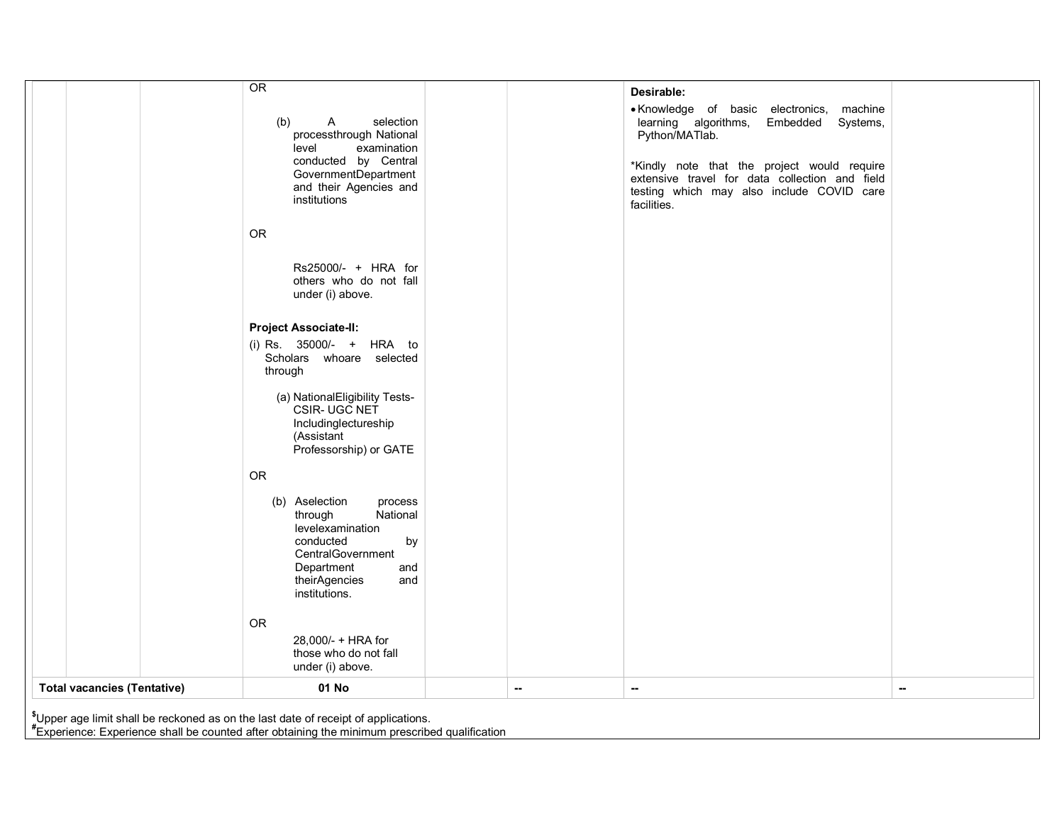| | | | | | | | |
|---|---|---|---|---|---|---|---|
| | | | OR<br><br>(b) A selection processthrough National level examination conducted by Central GovernmentDepartment and their Agencies and institutions<br><br>OR<br><br>Rs25000/- + HRA for others who do not fall under (i) above.<br><br>**Project Associate-II:**<br>(i) Rs. 35000/- + HRA to Scholars whoare selected through<br><br>(a) NationalEligibility Tests- CSIR- UGC NET Includinglectureship (Assistant Professorship) or GATE<br><br>OR<br><br>(b) Aselection process through National levelexamination conducted by CentralGovernment Department and theirAgencies and institutions.<br><br>OR<br><br>28,000/- + HRA for those who do not fall under (i) above. | | | **Desirable:**<br>• Knowledge of basic electronics, machine learning algorithms, Embedded Systems, Python/MATlab.<br><br>*Kindly note that the project would require extensive travel for data collection and field testing which may also include COVID care facilities. | |
| **Total vacancies (Tentative)** | | | **01 No** | | -- | -- | -- |

$Upper age limit shall be reckoned as on the last date of receipt of applications.
#Experience: Experience shall be counted after obtaining the minimum prescribed qualification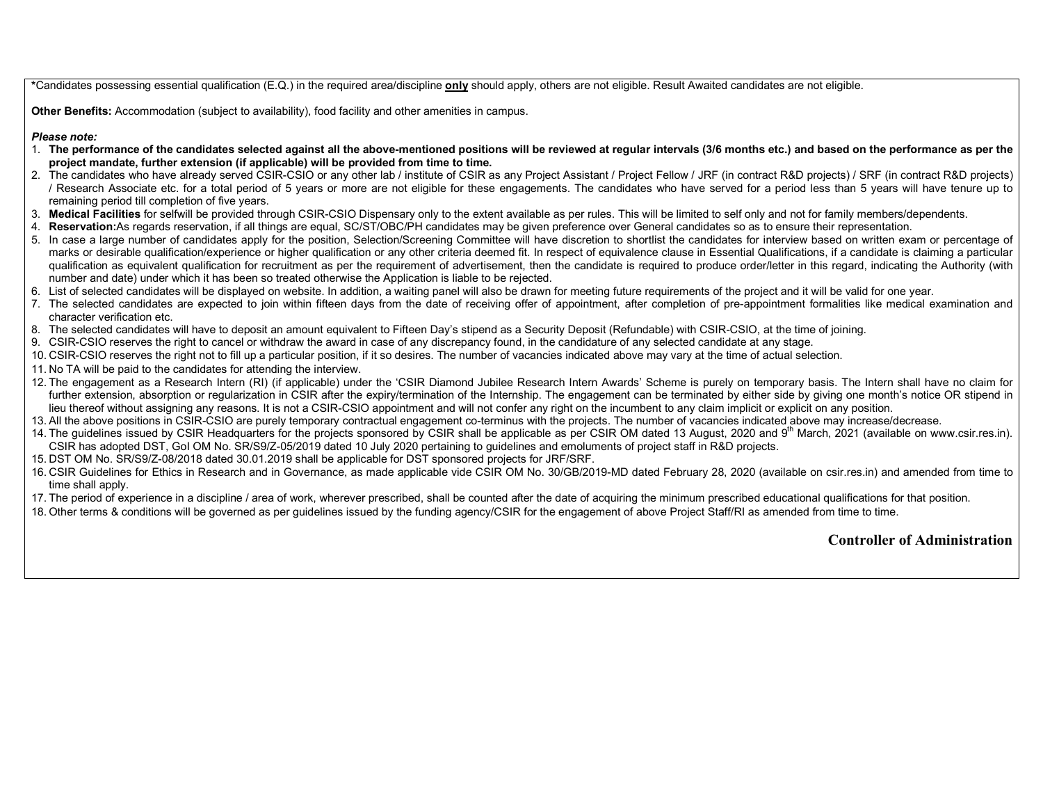*Candidates possessing essential qualification (E.Q.) in the required area/discipline **only** should apply, others are not eligible. Result Awaited candidates are not eligible.

**Other Benefits:** Accommodation (subject to availability), food facility and other amenities in campus.

***Please note:***

1. **The performance of the candidates selected against all the above-mentioned positions will be reviewed at regular intervals (3/6 months etc.) and based on the performance as per the project mandate, further extension (if applicable) will be provided from time to time.**
2. The candidates who have already served CSIR-CSIO or any other lab / institute of CSIR as any Project Assistant / Project Fellow / JRF (in contract R&D projects) / SRF (in contract R&D projects) / Research Associate etc. for a total period of 5 years or more are not eligible for these engagements. The candidates who have served for a period less than 5 years will have tenure up to remaining period till completion of five years.
3. **Medical Facilities** for selfwill be provided through CSIR-CSIO Dispensary only to the extent available as per rules. This will be limited to self only and not for family members/dependents.
4. **Reservation:**As regards reservation, if all things are equal, SC/ST/OBC/PH candidates may be given preference over General candidates so as to ensure their representation.
5. In case a large number of candidates apply for the position, Selection/Screening Committee will have discretion to shortlist the candidates for interview based on written exam or percentage of marks or desirable qualification/experience or higher qualification or any other criteria deemed fit. In respect of equivalence clause in Essential Qualifications, if a candidate is claiming a particular qualification as equivalent qualification for recruitment as per the requirement of advertisement, then the candidate is required to produce order/letter in this regard, indicating the Authority (with number and date) under which it has been so treated otherwise the Application is liable to be rejected.
6. List of selected candidates will be displayed on website. In addition, a waiting panel will also be drawn for meeting future requirements of the project and it will be valid for one year.
7. The selected candidates are expected to join within fifteen days from the date of receiving offer of appointment, after completion of pre-appointment formalities like medical examination and character verification etc.
8. The selected candidates will have to deposit an amount equivalent to Fifteen Day's stipend as a Security Deposit (Refundable) with CSIR-CSIO, at the time of joining.
9. CSIR-CSIO reserves the right to cancel or withdraw the award in case of any discrepancy found, in the candidature of any selected candidate at any stage.
10. CSIR-CSIO reserves the right not to fill up a particular position, if it so desires. The number of vacancies indicated above may vary at the time of actual selection.
11. No TA will be paid to the candidates for attending the interview.
12. The engagement as a Research Intern (RI) (if applicable) under the 'CSIR Diamond Jubilee Research Intern Awards' Scheme is purely on temporary basis. The Intern shall have no claim for further extension, absorption or regularization in CSIR after the expiry/termination of the Internship. The engagement can be terminated by either side by giving one month's notice OR stipend in lieu thereof without assigning any reasons. It is not a CSIR-CSIO appointment and will not confer any right on the incumbent to any claim implicit or explicit on any position.
13. All the above positions in CSIR-CSIO are purely temporary contractual engagement co-terminus with the projects. The number of vacancies indicated above may increase/decrease.
14. The guidelines issued by CSIR Headquarters for the projects sponsored by CSIR shall be applicable as per CSIR OM dated 13 August, 2020 and 9th March, 2021 (available on www.csir.res.in). CSIR has adopted DST, GoI OM No. SR/S9/Z-05/2019 dated 10 July 2020 pertaining to guidelines and emoluments of project staff in R&D projects.
15. DST OM No. SR/S9/Z-08/2018 dated 30.01.2019 shall be applicable for DST sponsored projects for JRF/SRF.
16. CSIR Guidelines for Ethics in Research and in Governance, as made applicable vide CSIR OM No. 30/GB/2019-MD dated February 28, 2020 (available on csir.res.in) and amended from time to time shall apply.
17. The period of experience in a discipline / area of work, wherever prescribed, shall be counted after the date of acquiring the minimum prescribed educational qualifications for that position.
18. Other terms & conditions will be governed as per guidelines issued by the funding agency/CSIR for the engagement of above Project Staff/RI as amended from time to time.

**Controller of Administration**